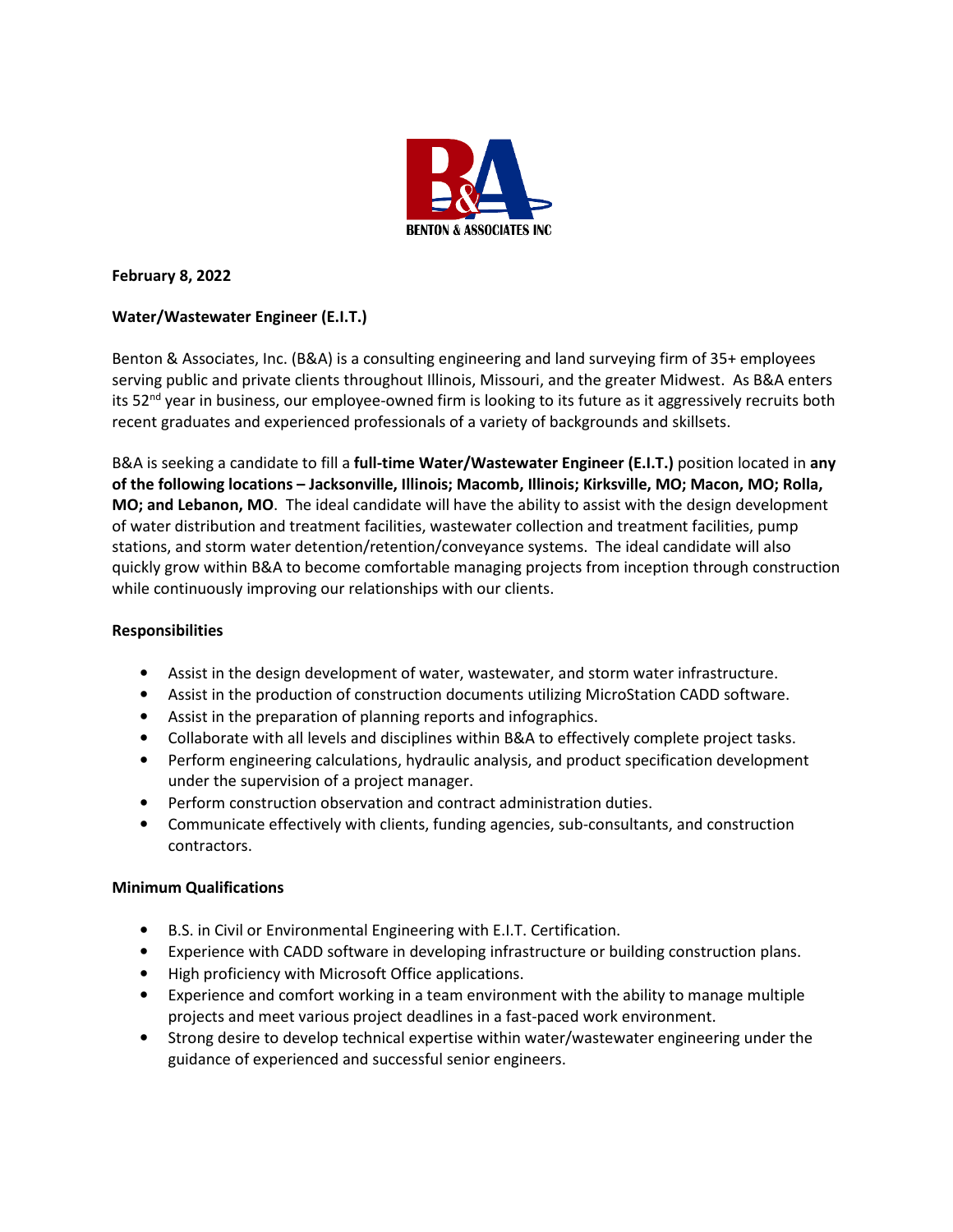BENTON & ASSOCIATES INC

**February 8, 2022**

**Water/Wastewater Engineer (E.I.T.)**

Benton & Associates, Inc. (B&A) is a consulting engineering and land surveying firm of 35+ employees serving public and private clients throughout Illinois, Missouri, and the greater Midwest. As B&A enters its 52nd year in business, our employee-owned firm is looking to its future as it aggressively recruits both recent graduates and experienced professionals of a variety of backgrounds and skillsets.

B&A is seeking a candidate to fill a **full-time Water/Wastewater Engineer (E.I.T.)** position located in **any of the following locations – Jacksonville, Illinois; Macomb, Illinois; Kirksville, MO; Macon, MO; Rolla, MO; and Lebanon, MO**. The ideal candidate will have the ability to assist with the design development of water distribution and treatment facilities, wastewater collection and treatment facilities, pump stations, and storm water detention/retention/conveyance systems. The ideal candidate will also quickly grow within B&A to become comfortable managing projects from inception through construction while continuously improving our relationships with our clients.

**Responsibilities**

- Assist in the design development of water, wastewater, and storm water infrastructure.
- Assist in the production of construction documents utilizing MicroStation CADD software.
- Assist in the preparation of planning reports and infographics.
- Collaborate with all levels and disciplines within B&A to effectively complete project tasks.
- Perform engineering calculations, hydraulic analysis, and product specification development under the supervision of a project manager.
- Perform construction observation and contract administration duties.
- Communicate effectively with clients, funding agencies, sub-consultants, and construction contractors.

**Minimum Qualifications**

- B.S. in Civil or Environmental Engineering with E.I.T. Certification.
- Experience with CADD software in developing infrastructure or building construction plans.
- High proficiency with Microsoft Office applications.
- Experience and comfort working in a team environment with the ability to manage multiple projects and meet various project deadlines in a fast-paced work environment.
- Strong desire to develop technical expertise within water/wastewater engineering under the guidance of experienced and successful senior engineers.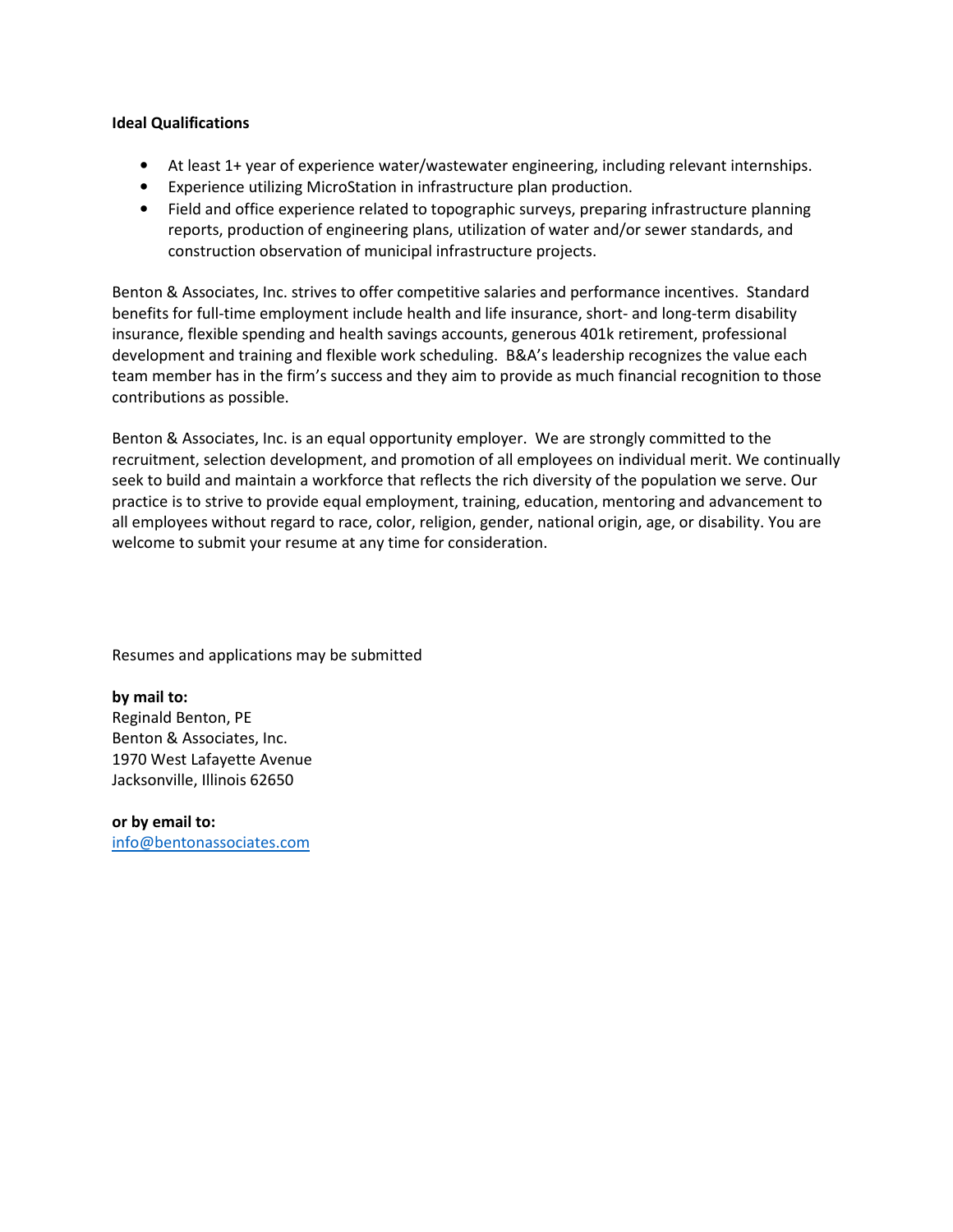**Ideal Qualifications**

- At least 1+ year of experience water/wastewater engineering, including relevant internships.
- Experience utilizing MicroStation in infrastructure plan production.
- Field and office experience related to topographic surveys, preparing infrastructure planning reports, production of engineering plans, utilization of water and/or sewer standards, and construction observation of municipal infrastructure projects.

Benton & Associates, Inc. strives to offer competitive salaries and performance incentives. Standard benefits for full-time employment include health and life insurance, short- and long-term disability insurance, flexible spending and health savings accounts, generous 401k retirement, professional development and training and flexible work scheduling. B&A's leadership recognizes the value each team member has in the firm's success and they aim to provide as much financial recognition to those contributions as possible.

Benton & Associates, Inc. is an equal opportunity employer. We are strongly committed to the recruitment, selection development, and promotion of all employees on individual merit. We continually seek to build and maintain a workforce that reflects the rich diversity of the population we serve. Our practice is to strive to provide equal employment, training, education, mentoring and advancement to all employees without regard to race, color, religion, gender, national origin, age, or disability. You are welcome to submit your resume at any time for consideration.

Resumes and applications may be submitted

**by mail to:**
Reginald Benton, PE
Benton & Associates, Inc.
1970 West Lafayette Avenue
Jacksonville, Illinois 62650

**or by email to:**
info@bentonassociates.com